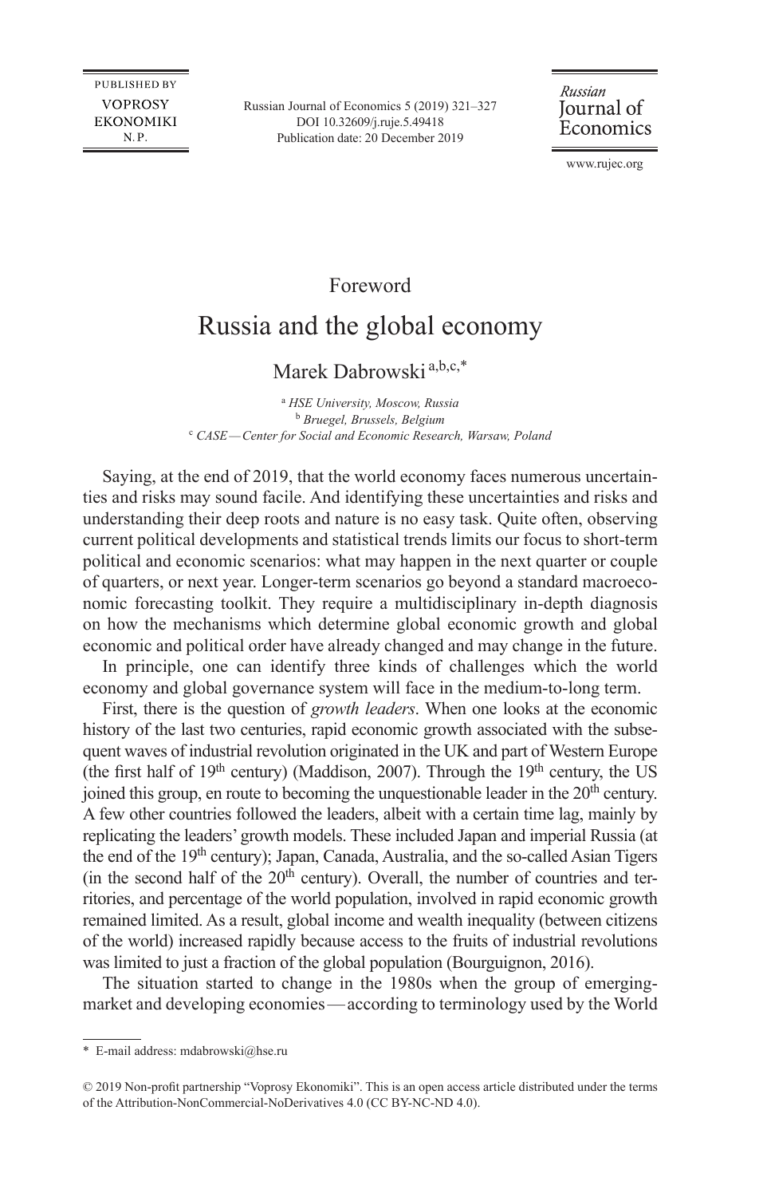Foreword

# Russia and the global economy

Marek Dabrowski [a,b,c,*]

[a] *HSE University, Moscow, Russia*
[b] *Bruegel, Brussels, Belgium*
[c] *CASE — Center for Social and Economic Research, Warsaw, Poland*

Saying, at the end of 2019, that the world economy faces numerous uncertainties and risks may sound facile. And identifying these uncertainties and risks and understanding their deep roots and nature is no easy task. Quite often, observing current political developments and statistical trends limits our focus to short-term political and economic scenarios: what may happen in the next quarter or couple of quarters, or next year. Longer-term scenarios go beyond a standard macroeconomic forecasting toolkit. They require a multidisciplinary in-depth diagnosis on how the mechanisms which determine global economic growth and global economic and political order have already changed and may change in the future.

In principle, one can identify three kinds of challenges which the world economy and global governance system will face in the medium-to-long term.

First, there is the question of *growth leaders*. When one looks at the economic history of the last two centuries, rapid economic growth associated with the subsequent waves of industrial revolution originated in the UK and part of Western Europe (the first half of 19th century) (Maddison, 2007). Through the 19th century, the US joined this group, en route to becoming the unquestionable leader in the 20th century. A few other countries followed the leaders, albeit with a certain time lag, mainly by replicating the leaders' growth models. These included Japan and imperial Russia (at the end of the 19th century); Japan, Canada, Australia, and the so-called Asian Tigers (in the second half of the 20th century). Overall, the number of countries and territories, and percentage of the world population, involved in rapid economic growth remained limited. As a result, global income and wealth inequality (between citizens of the world) increased rapidly because access to the fruits of industrial revolutions was limited to just a fraction of the global population (Bourguignon, 2016).

The situation started to change in the 1980s when the group of emerging-market and developing economies — according to terminology used by the World

---

\* E-mail address: mdabrowski@hse.ru

© 2019 Non-profit partnership "Voprosy Ekonomiki". This is an open access article distributed under the terms of the Attribution-NonCommercial-NoDerivatives 4.0 (CC BY-NC-ND 4.0).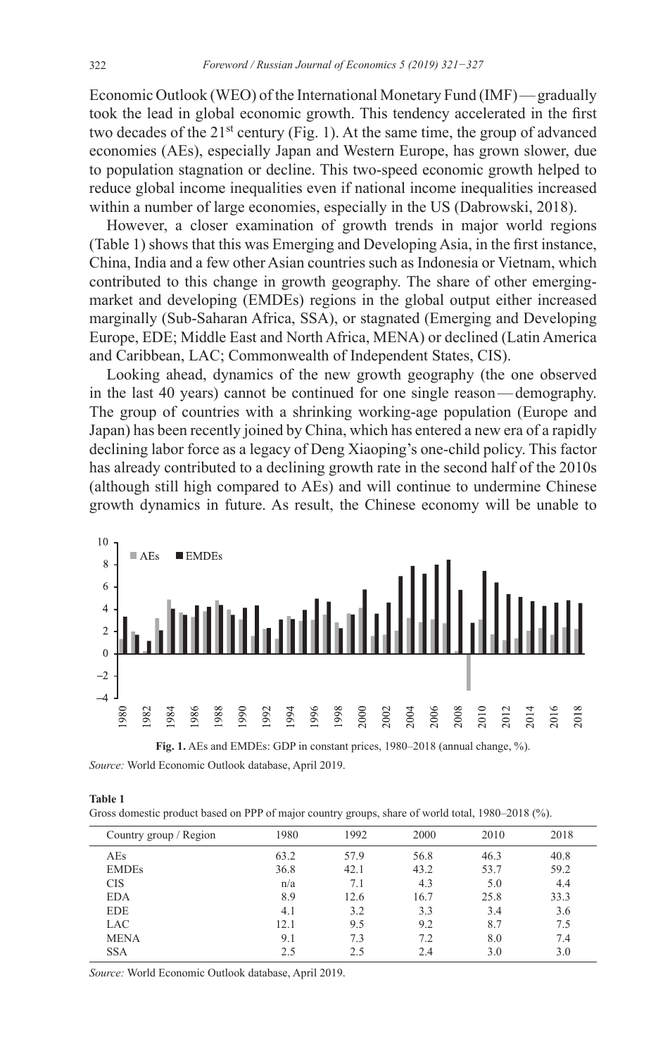Economic Outlook (WEO) of the International Monetary Fund (IMF) — gradually took the lead in global economic growth. This tendency accelerated in the first two decades of the 21st century (Fig. 1). At the same time, the group of advanced economies (AEs), especially Japan and Western Europe, has grown slower, due to population stagnation or decline. This two-speed economic growth helped to reduce global income inequalities even if national income inequalities increased within a number of large economies, especially in the US (Dabrowski, 2018).

However, a closer examination of growth trends in major world regions (Table 1) shows that this was Emerging and Developing Asia, in the first instance, China, India and a few other Asian countries such as Indonesia or Vietnam, which contributed to this change in growth geography. The share of other emerging-market and developing (EMDEs) regions in the global output either increased marginally (Sub-Saharan Africa, SSA), or stagnated (Emerging and Developing Europe, EDE; Middle East and North Africa, MENA) or declined (Latin America and Caribbean, LAC; Commonwealth of Independent States, CIS).

Looking ahead, dynamics of the new growth geography (the one observed in the last 40 years) cannot be continued for one single reason — demography. The group of countries with a shrinking working-age population (Europe and Japan) has been recently joined by China, which has entered a new era of a rapidly declining labor force as a legacy of Deng Xiaoping's one-child policy. This factor has already contributed to a declining growth rate in the second half of the 2010s (although still high compared to AEs) and will continue to undermine Chinese growth dynamics in future. As result, the Chinese economy will be unable to

**Fig. 1.** AEs and EMDEs: GDP in constant prices, 1980–2018 (annual change, %).

*Source:* World Economic Outlook database, April 2019.

**Table 1**

Gross domestic product based on PPP of major country groups, share of world total, 1980–2018 (%).

| Country group / Region | 1980 | 1992 | 2000 | 2010 | 2018 |
|---|---|---|---|---|---|
| AEs | 63.2 | 57.9 | 56.8 | 46.3 | 40.8 |
| EMDEs | 36.8 | 42.1 | 43.2 | 53.7 | 59.2 |
| CIS | n/a | 7.1 | 4.3 | 5.0 | 4.4 |
| EDA | 8.9 | 12.6 | 16.7 | 25.8 | 33.3 |
| EDE | 4.1 | 3.2 | 3.3 | 3.4 | 3.6 |
| LAC | 12.1 | 9.5 | 9.2 | 8.7 | 7.5 |
| MENA | 9.1 | 7.3 | 7.2 | 8.0 | 7.4 |
| SSA | 2.5 | 2.5 | 2.4 | 3.0 | 3.0 |

*Source:* World Economic Outlook database, April 2019.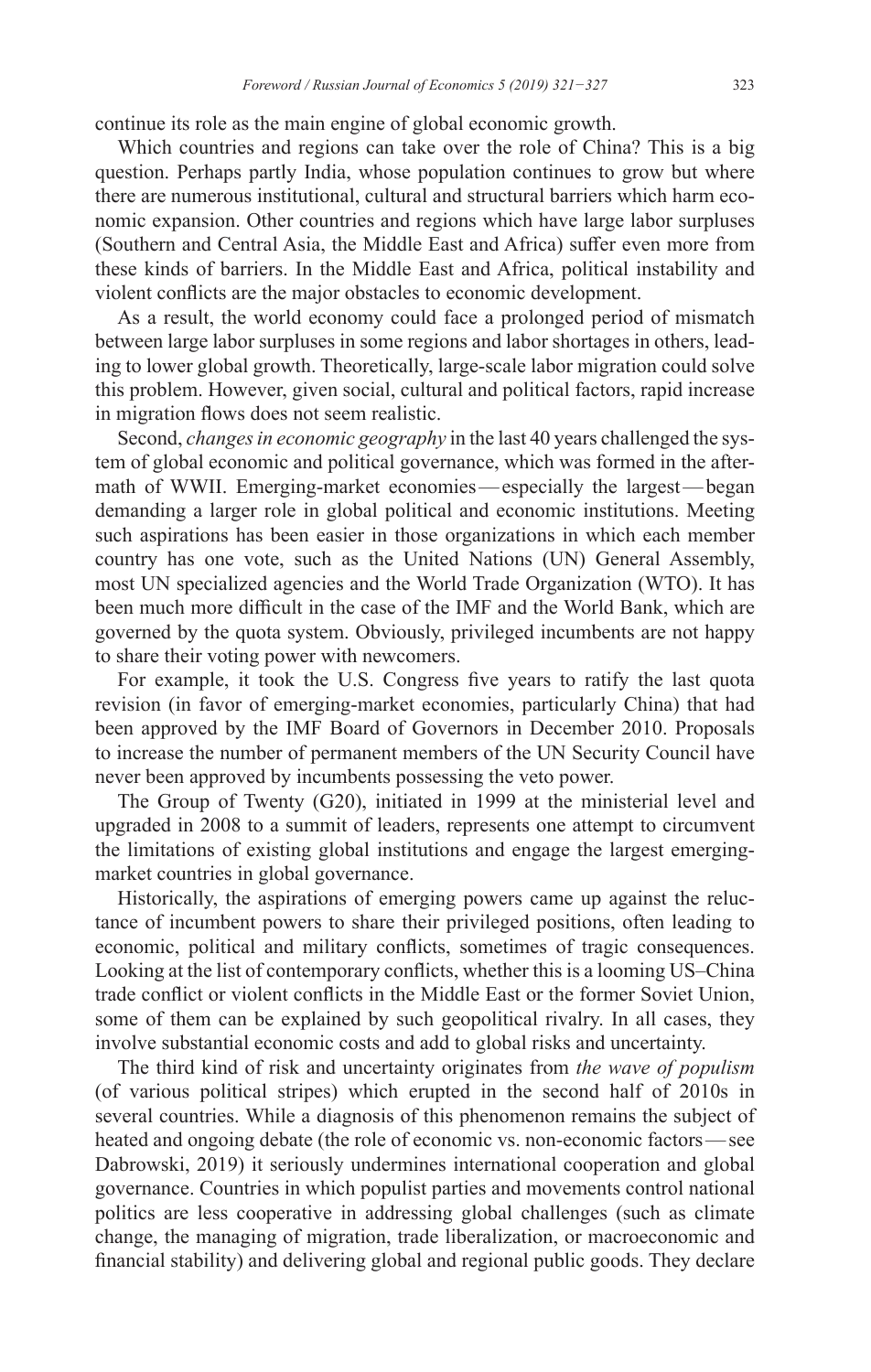continue its role as the main engine of global economic growth.

Which countries and regions can take over the role of China? This is a big question. Perhaps partly India, whose population continues to grow but where there are numerous institutional, cultural and structural barriers which harm economic expansion. Other countries and regions which have large labor surpluses (Southern and Central Asia, the Middle East and Africa) suffer even more from these kinds of barriers. In the Middle East and Africa, political instability and violent conflicts are the major obstacles to economic development.

As a result, the world economy could face a prolonged period of mismatch between large labor surpluses in some regions and labor shortages in others, leading to lower global growth. Theoretically, large-scale labor migration could solve this problem. However, given social, cultural and political factors, rapid increase in migration flows does not seem realistic.

Second, *changes in economic geography* in the last 40 years challenged the system of global economic and political governance, which was formed in the aftermath of WWII. Emerging-market economies — especially the largest — began demanding a larger role in global political and economic institutions. Meeting such aspirations has been easier in those organizations in which each member country has one vote, such as the United Nations (UN) General Assembly, most UN specialized agencies and the World Trade Organization (WTO). It has been much more difficult in the case of the IMF and the World Bank, which are governed by the quota system. Obviously, privileged incumbents are not happy to share their voting power with newcomers.

For example, it took the U.S. Congress five years to ratify the last quota revision (in favor of emerging-market economies, particularly China) that had been approved by the IMF Board of Governors in December 2010. Proposals to increase the number of permanent members of the UN Security Council have never been approved by incumbents possessing the veto power.

The Group of Twenty (G20), initiated in 1999 at the ministerial level and upgraded in 2008 to a summit of leaders, represents one attempt to circumvent the limitations of existing global institutions and engage the largest emerging-market countries in global governance.

Historically, the aspirations of emerging powers came up against the reluctance of incumbent powers to share their privileged positions, often leading to economic, political and military conflicts, sometimes of tragic consequences. Looking at the list of contemporary conflicts, whether this is a looming US–China trade conflict or violent conflicts in the Middle East or the former Soviet Union, some of them can be explained by such geopolitical rivalry. In all cases, they involve substantial economic costs and add to global risks and uncertainty.

The third kind of risk and uncertainty originates from *the wave of populism* (of various political stripes) which erupted in the second half of 2010s in several countries. While a diagnosis of this phenomenon remains the subject of heated and ongoing debate (the role of economic vs. non-economic factors — see Dabrowski, 2019) it seriously undermines international cooperation and global governance. Countries in which populist parties and movements control national politics are less cooperative in addressing global challenges (such as climate change, the managing of migration, trade liberalization, or macroeconomic and financial stability) and delivering global and regional public goods. They declare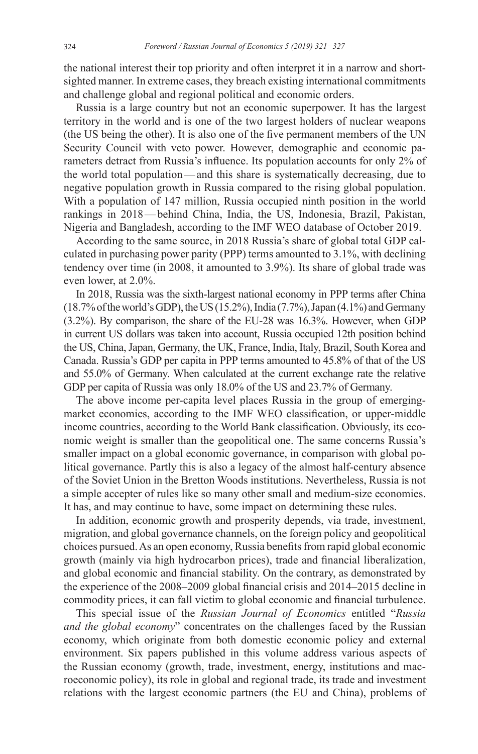the national interest their top priority and often interpret it in a narrow and short-sighted manner. In extreme cases, they breach existing international commitments and challenge global and regional political and economic orders.

Russia is a large country but not an economic superpower. It has the largest territory in the world and is one of the two largest holders of nuclear weapons (the US being the other). It is also one of the five permanent members of the UN Security Council with veto power. However, demographic and economic parameters detract from Russia's influence. Its population accounts for only 2% of the world total population — and this share is systematically decreasing, due to negative population growth in Russia compared to the rising global population. With a population of 147 million, Russia occupied ninth position in the world rankings in 2018 — behind China, India, the US, Indonesia, Brazil, Pakistan, Nigeria and Bangladesh, according to the IMF WEO database of October 2019.

According to the same source, in 2018 Russia's share of global total GDP calculated in purchasing power parity (PPP) terms amounted to 3.1%, with declining tendency over time (in 2008, it amounted to 3.9%). Its share of global trade was even lower, at 2.0%.

In 2018, Russia was the sixth-largest national economy in PPP terms after China (18.7% of the world's GDP), the US (15.2%), India (7.7%), Japan (4.1%) and Germany (3.2%). By comparison, the share of the EU-28 was 16.3%. However, when GDP in current US dollars was taken into account, Russia occupied 12th position behind the US, China, Japan, Germany, the UK, France, India, Italy, Brazil, South Korea and Canada. Russia's GDP per capita in PPP terms amounted to 45.8% of that of the US and 55.0% of Germany. When calculated at the current exchange rate the relative GDP per capita of Russia was only 18.0% of the US and 23.7% of Germany.

The above income per-capita level places Russia in the group of emerging-market economies, according to the IMF WEO classification, or upper-middle income countries, according to the World Bank classification. Obviously, its economic weight is smaller than the geopolitical one. The same concerns Russia's smaller impact on a global economic governance, in comparison with global political governance. Partly this is also a legacy of the almost half-century absence of the Soviet Union in the Bretton Woods institutions. Nevertheless, Russia is not a simple accepter of rules like so many other small and medium-size economies. It has, and may continue to have, some impact on determining these rules.

In addition, economic growth and prosperity depends, via trade, investment, migration, and global governance channels, on the foreign policy and geopolitical choices pursued. As an open economy, Russia benefits from rapid global economic growth (mainly via high hydrocarbon prices), trade and financial liberalization, and global economic and financial stability. On the contrary, as demonstrated by the experience of the 2008–2009 global financial crisis and 2014–2015 decline in commodity prices, it can fall victim to global economic and financial turbulence.

This special issue of the *Russian Journal of Economics* entitled "*Russia and the global economy*" concentrates on the challenges faced by the Russian economy, which originate from both domestic economic policy and external environment. Six papers published in this volume address various aspects of the Russian economy (growth, trade, investment, energy, institutions and macroeconomic policy), its role in global and regional trade, its trade and investment relations with the largest economic partners (the EU and China), problems of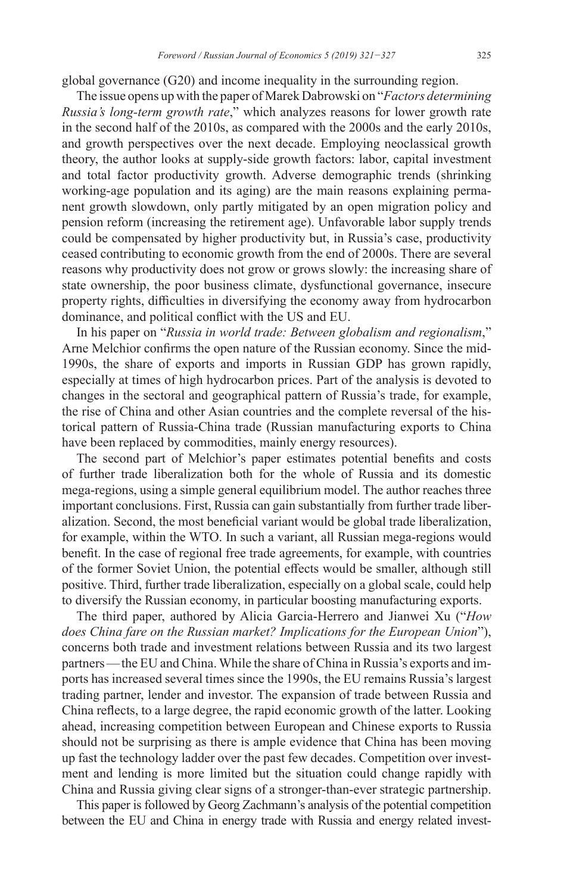global governance (G20) and income inequality in the surrounding region.

The issue opens up with the paper of Marek Dabrowski on "*Factors determining Russia's long-term growth rate*," which analyzes reasons for lower growth rate in the second half of the 2010s, as compared with the 2000s and the early 2010s, and growth perspectives over the next decade. Employing neoclassical growth theory, the author looks at supply-side growth factors: labor, capital investment and total factor productivity growth. Adverse demographic trends (shrinking working-age population and its aging) are the main reasons explaining permanent growth slowdown, only partly mitigated by an open migration policy and pension reform (increasing the retirement age). Unfavorable labor supply trends could be compensated by higher productivity but, in Russia's case, productivity ceased contributing to economic growth from the end of 2000s. There are several reasons why productivity does not grow or grows slowly: the increasing share of state ownership, the poor business climate, dysfunctional governance, insecure property rights, difficulties in diversifying the economy away from hydrocarbon dominance, and political conflict with the US and EU.

In his paper on "*Russia in world trade: Between globalism and regionalism*," Arne Melchior confirms the open nature of the Russian economy. Since the mid-1990s, the share of exports and imports in Russian GDP has grown rapidly, especially at times of high hydrocarbon prices. Part of the analysis is devoted to changes in the sectoral and geographical pattern of Russia's trade, for example, the rise of China and other Asian countries and the complete reversal of the historical pattern of Russia-China trade (Russian manufacturing exports to China have been replaced by commodities, mainly energy resources).

The second part of Melchior's paper estimates potential benefits and costs of further trade liberalization both for the whole of Russia and its domestic mega-regions, using a simple general equilibrium model. The author reaches three important conclusions. First, Russia can gain substantially from further trade liberalization. Second, the most beneficial variant would be global trade liberalization, for example, within the WTO. In such a variant, all Russian mega-regions would benefit. In the case of regional free trade agreements, for example, with countries of the former Soviet Union, the potential effects would be smaller, although still positive. Third, further trade liberalization, especially on a global scale, could help to diversify the Russian economy, in particular boosting manufacturing exports.

The third paper, authored by Alicia Garcia-Herrero and Jianwei Xu ("*How does China fare on the Russian market? Implications for the European Union*"), concerns both trade and investment relations between Russia and its two largest partners — the EU and China. While the share of China in Russia's exports and imports has increased several times since the 1990s, the EU remains Russia's largest trading partner, lender and investor. The expansion of trade between Russia and China reflects, to a large degree, the rapid economic growth of the latter. Looking ahead, increasing competition between European and Chinese exports to Russia should not be surprising as there is ample evidence that China has been moving up fast the technology ladder over the past few decades. Competition over investment and lending is more limited but the situation could change rapidly with China and Russia giving clear signs of a stronger-than-ever strategic partnership.

This paper is followed by Georg Zachmann's analysis of the potential competition between the EU and China in energy trade with Russia and energy related invest-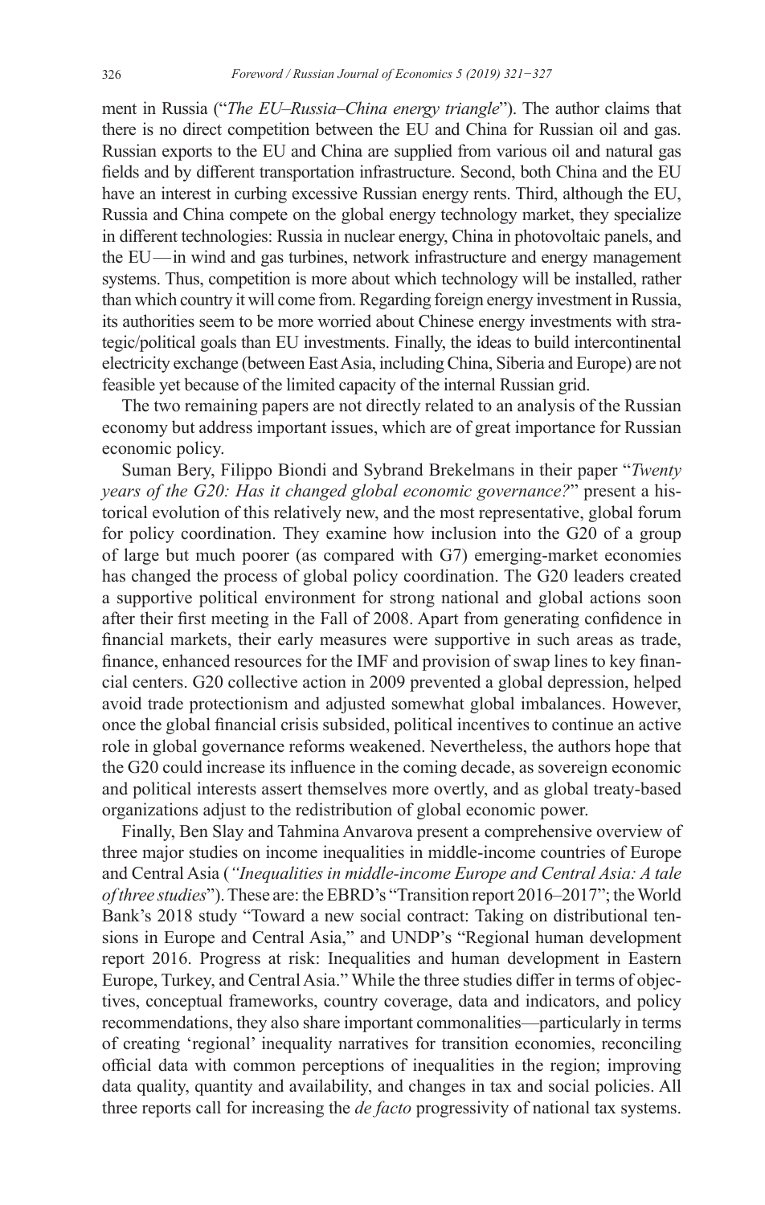ment in Russia ("*The EU–Russia–China energy triangle*"). The author claims that there is no direct competition between the EU and China for Russian oil and gas. Russian exports to the EU and China are supplied from various oil and natural gas fields and by different transportation infrastructure. Second, both China and the EU have an interest in curbing excessive Russian energy rents. Third, although the EU, Russia and China compete on the global energy technology market, they specialize in different technologies: Russia in nuclear energy, China in photovoltaic panels, and the EU—in wind and gas turbines, network infrastructure and energy management systems. Thus, competition is more about which technology will be installed, rather than which country it will come from. Regarding foreign energy investment in Russia, its authorities seem to be more worried about Chinese energy investments with strategic/political goals than EU investments. Finally, the ideas to build intercontinental electricity exchange (between East Asia, including China, Siberia and Europe) are not feasible yet because of the limited capacity of the internal Russian grid.

The two remaining papers are not directly related to an analysis of the Russian economy but address important issues, which are of great importance for Russian economic policy.

Suman Bery, Filippo Biondi and Sybrand Brekelmans in their paper "*Twenty years of the G20: Has it changed global economic governance?*" present a historical evolution of this relatively new, and the most representative, global forum for policy coordination. They examine how inclusion into the G20 of a group of large but much poorer (as compared with G7) emerging-market economies has changed the process of global policy coordination. The G20 leaders created a supportive political environment for strong national and global actions soon after their first meeting in the Fall of 2008. Apart from generating confidence in financial markets, their early measures were supportive in such areas as trade, finance, enhanced resources for the IMF and provision of swap lines to key financial centers. G20 collective action in 2009 prevented a global depression, helped avoid trade protectionism and adjusted somewhat global imbalances. However, once the global financial crisis subsided, political incentives to continue an active role in global governance reforms weakened. Nevertheless, the authors hope that the G20 could increase its influence in the coming decade, as sovereign economic and political interests assert themselves more overtly, and as global treaty-based organizations adjust to the redistribution of global economic power.

Finally, Ben Slay and Tahmina Anvarova present a comprehensive overview of three major studies on income inequalities in middle-income countries of Europe and Central Asia (*"Inequalities in middle-income Europe and Central Asia: A tale of three studies*"). These are: the EBRD's "Transition report 2016–2017"; the World Bank's 2018 study "Toward a new social contract: Taking on distributional tensions in Europe and Central Asia," and UNDP's "Regional human development report 2016. Progress at risk: Inequalities and human development in Eastern Europe, Turkey, and Central Asia." While the three studies differ in terms of objectives, conceptual frameworks, country coverage, data and indicators, and policy recommendations, they also share important commonalities—particularly in terms of creating 'regional' inequality narratives for transition economies, reconciling official data with common perceptions of inequalities in the region; improving data quality, quantity and availability, and changes in tax and social policies. All three reports call for increasing the *de facto* progressivity of national tax systems.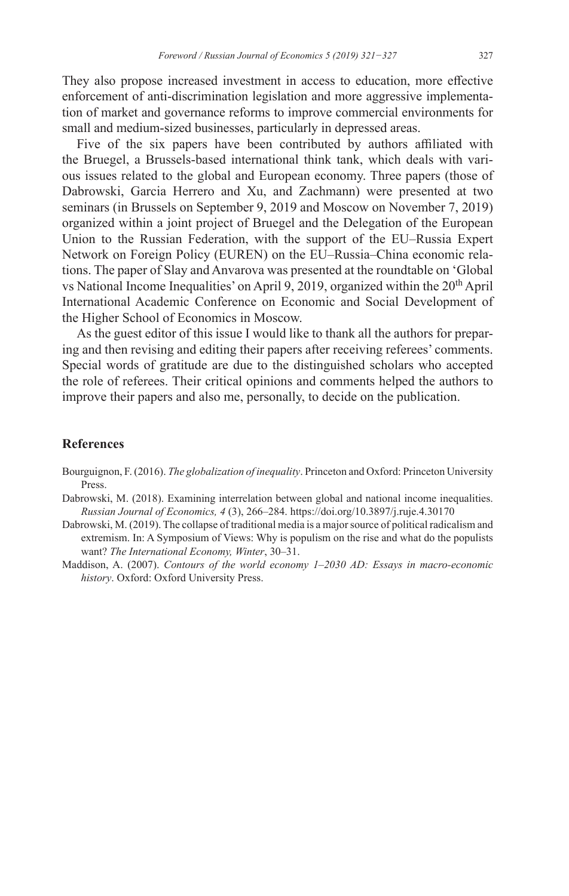They also propose increased investment in access to education, more effective enforcement of anti-discrimination legislation and more aggressive implementation of market and governance reforms to improve commercial environments for small and medium-sized businesses, particularly in depressed areas.

Five of the six papers have been contributed by authors affiliated with the Bruegel, a Brussels-based international think tank, which deals with various issues related to the global and European economy. Three papers (those of Dabrowski, Garcia Herrero and Xu, and Zachmann) were presented at two seminars (in Brussels on September 9, 2019 and Moscow on November 7, 2019) organized within a joint project of Bruegel and the Delegation of the European Union to the Russian Federation, with the support of the EU–Russia Expert Network on Foreign Policy (EUREN) on the EU–Russia–China economic relations. The paper of Slay and Anvarova was presented at the roundtable on 'Global vs National Income Inequalities' on April 9, 2019, organized within the 20th April International Academic Conference on Economic and Social Development of the Higher School of Economics in Moscow.

As the guest editor of this issue I would like to thank all the authors for preparing and then revising and editing their papers after receiving referees' comments. Special words of gratitude are due to the distinguished scholars who accepted the role of referees. Their critical opinions and comments helped the authors to improve their papers and also me, personally, to decide on the publication.

## References

Bourguignon, F. (2016). *The globalization of inequality*. Princeton and Oxford: Princeton University Press.

Dabrowski, M. (2018). Examining interrelation between global and national income inequalities. *Russian Journal of Economics, 4* (3), 266–284. https://doi.org/10.3897/j.ruje.4.30170

Dabrowski, M. (2019). The collapse of traditional media is a major source of political radicalism and extremism. In: A Symposium of Views: Why is populism on the rise and what do the populists want? *The International Economy, Winter*, 30–31.

Maddison, A. (2007). *Contours of the world economy 1–2030 AD: Essays in macro-economic history*. Oxford: Oxford University Press.